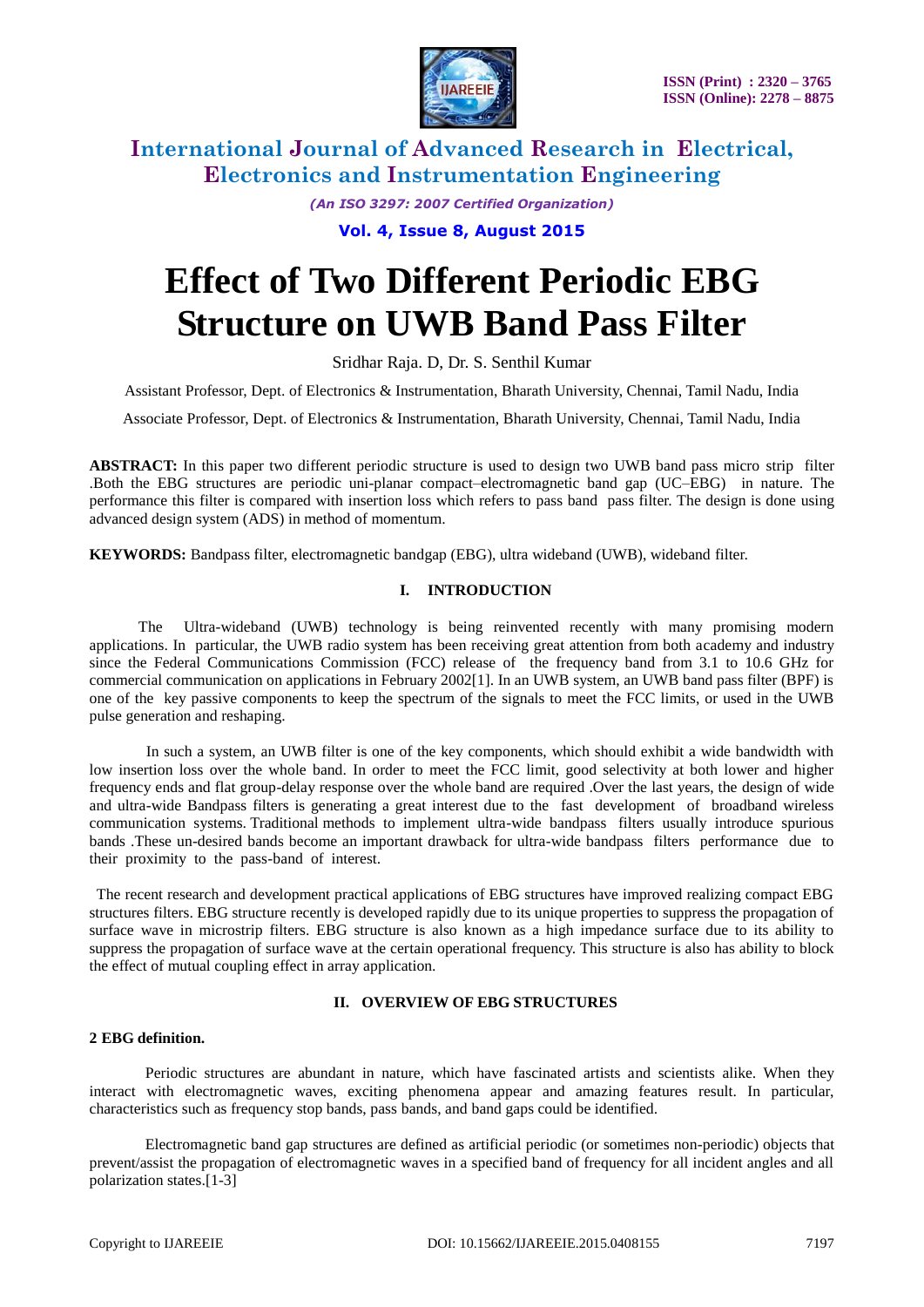# Effect of Two Different Periodic EBG Structure on UWB Band Pass Filter

Sridhar Raja. D, Dr. S. Senthil Kumar

Assistant Professor, Dept. of Electronics & Instrumentation, Bharath University, Chennai, Tamil Nadu, India

Associate Professor, Dept. of Electronics & Instrumentation, Bharath University, Chennai, Tamil Nadu, India

**ABSTRACT:** In this paper two different periodic structure is used to design two UWB band pass micro strip filter .Both the EBG structures are periodic uni-planar compact–electromagnetic band gap (UC–EBG) in nature. The performance this filter is compared with insertion loss which refers to pass band pass filter. The design is done using advanced design system (ADS) in method of momentum.

**KEYWORDS:** Bandpass filter, electromagnetic bandgap (EBG), ultra wideband (UWB), wideband filter.

## I. INTRODUCTION

The Ultra-wideband (UWB) technology is being reinvented recently with many promising modern applications. In particular, the UWB radio system has been receiving great attention from both academy and industry since the Federal Communications Commission (FCC) release of the frequency band from 3.1 to 10.6 GHz for commercial communication on applications in February 2002[1]. In an UWB system, an UWB band pass filter (BPF) is one of the key passive components to keep the spectrum of the signals to meet the FCC limits, or used in the UWB pulse generation and reshaping.

In such a system, an UWB filter is one of the key components, which should exhibit a wide bandwidth with low insertion loss over the whole band. In order to meet the FCC limit, good selectivity at both lower and higher frequency ends and flat group-delay response over the whole band are required .Over the last years, the design of wide and ultra-wide Bandpass filters is generating a great interest due to the fast development of broadband wireless communication systems. Traditional methods to implement ultra-wide bandpass filters usually introduce spurious bands .These un-desired bands become an important drawback for ultra-wide bandpass filters performance due to their proximity to the pass-band of interest.

The recent research and development practical applications of EBG structures have improved realizing compact EBG structures filters. EBG structure recently is developed rapidly due to its unique properties to suppress the propagation of surface wave in microstrip filters. EBG structure is also known as a high impedance surface due to its ability to suppress the propagation of surface wave at the certain operational frequency. This structure is also has ability to block the effect of mutual coupling effect in array application.

## II. OVERVIEW OF EBG STRUCTURES

### 2 EBG definition.

Periodic structures are abundant in nature, which have fascinated artists and scientists alike. When they interact with electromagnetic waves, exciting phenomena appear and amazing features result. In particular, characteristics such as frequency stop bands, pass bands, and band gaps could be identified.

Electromagnetic band gap structures are defined as artificial periodic (or sometimes non-periodic) objects that prevent/assist the propagation of electromagnetic waves in a specified band of frequency for all incident angles and all polarization states.[1-3]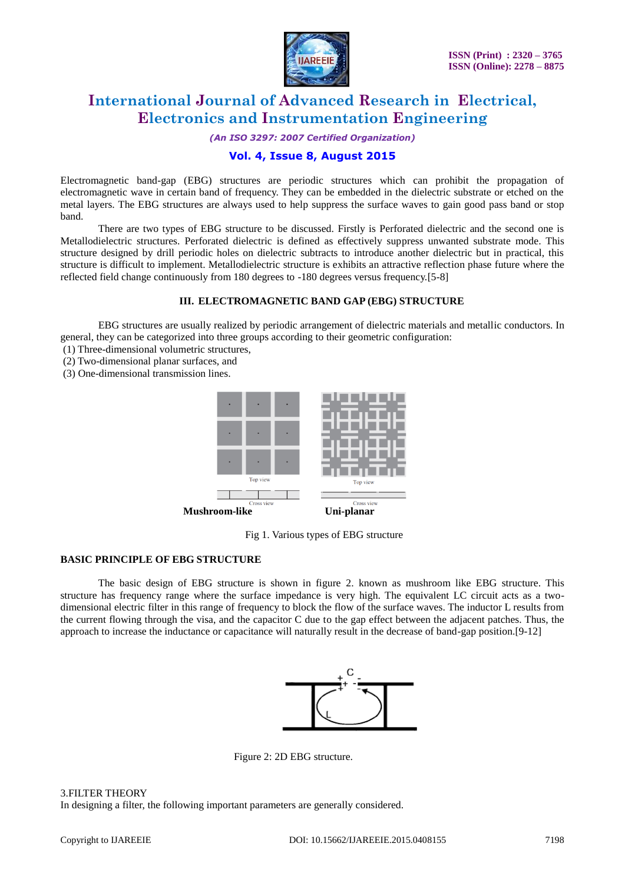Electromagnetic band-gap (EBG) structures are periodic structures which can prohibit the propagation of electromagnetic wave in certain band of frequency. They can be embedded in the dielectric substrate or etched on the metal layers. The EBG structures are always used to help suppress the surface waves to gain good pass band or stop band.

There are two types of EBG structure to be discussed. Firstly is Perforated dielectric and the second one is Metallodielectric structures. Perforated dielectric is defined as effectively suppress unwanted substrate mode. This structure designed by drill periodic holes on dielectric subtracts to introduce another dielectric but in practical, this structure is difficult to implement. Metallodielectric structure is exhibits an attractive reflection phase future where the reflected field change continuously from 180 degrees to -180 degrees versus frequency.[5-8]

## III. ELECTROMAGNETIC BAND GAP (EBG) STRUCTURE

EBG structures are usually realized by periodic arrangement of dielectric materials and metallic conductors. In general, they can be categorized into three groups according to their geometric configuration:

(1) Three-dimensional volumetric structures,

(2) Two-dimensional planar surfaces, and

(3) One-dimensional transmission lines.

Top view

Cross view

**Mushroom-like**

Top view

Cross view

**Uni-planar**

Fig 1. Various types of EBG structure

### BASIC PRINCIPLE OF EBG STRUCTURE

The basic design of EBG structure is shown in figure 2. known as mushroom like EBG structure. This structure has frequency range where the surface impedance is very high. The equivalent LC circuit acts as a two-dimensional electric filter in this range of frequency to block the flow of the surface waves. The inductor L results from the current flowing through the visa, and the capacitor C due to the gap effect between the adjacent patches. Thus, the approach to increase the inductance or capacitance will naturally result in the decrease of band-gap position.[9-12]

Figure 2: 2D EBG structure.

3.FILTER THEORY

In designing a filter, the following important parameters are generally considered.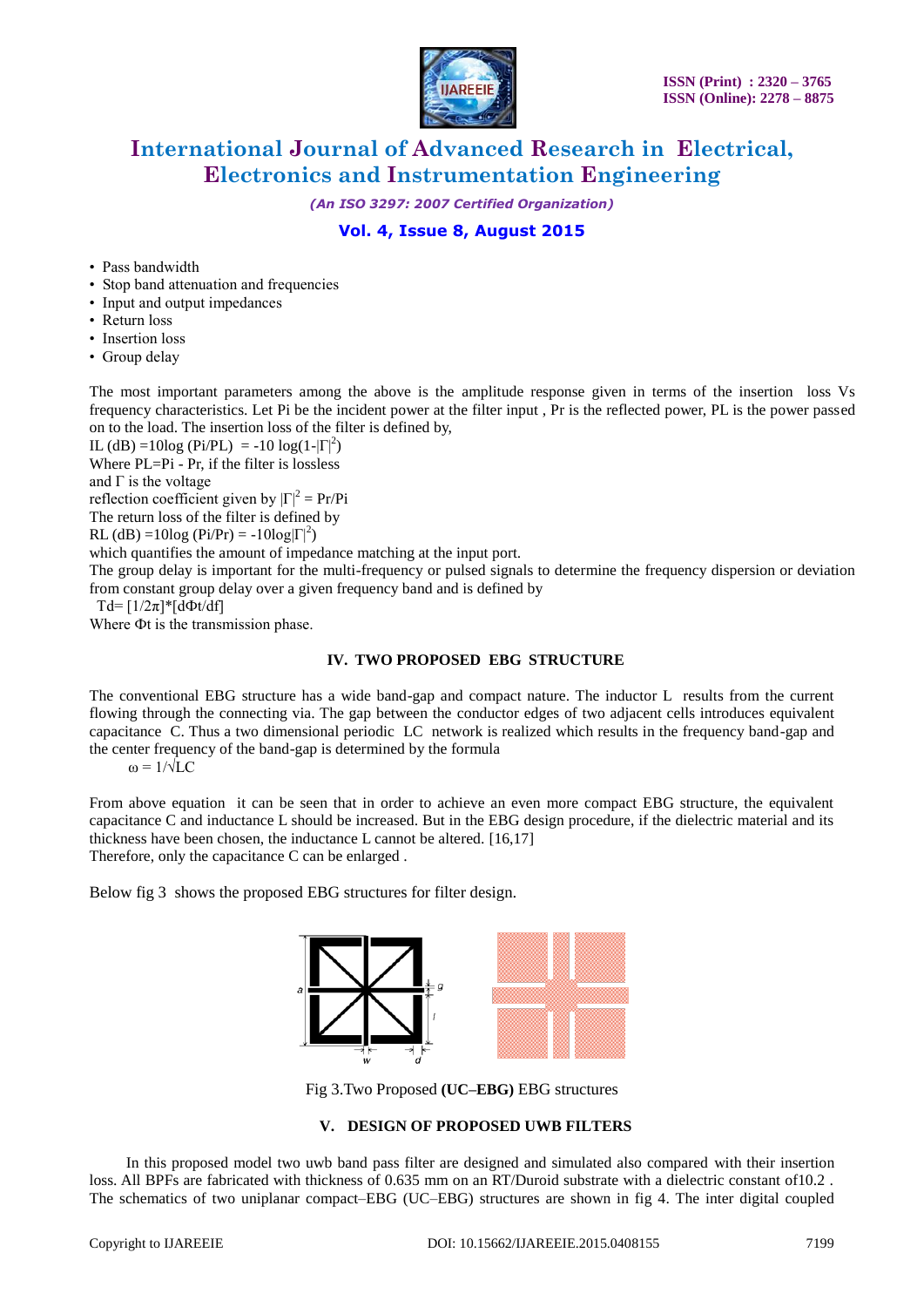- Pass bandwidth
- Stop band attenuation and frequencies
- Input and output impedances
- Return loss
- Insertion loss
- Group delay

The most important parameters among the above is the amplitude response given in terms of the insertion loss Vs frequency characteristics. Let Pi be the incident power at the filter input , Pr is the reflected power, PL is the power passed on to the load. The insertion loss of the filter is defined by,

$IL (dB) = 10\log (Pi/PL) = -10 \log(1-|\Gamma|^2)$

Where PL=Pi - Pr, if the filter is lossless

and Γ is the voltage

reflection coefficient given by $|\Gamma|^2 = Pr/Pi$

The return loss of the filter is defined by

$RL (dB) = 10\log (Pi/Pr) = -10\log|\Gamma|^2)$

which quantifies the amount of impedance matching at the input port.

The group delay is important for the multi-frequency or pulsed signals to determine the frequency dispersion or deviation from constant group delay over a given frequency band and is defined by

$Td= [1/2\pi]*[d\Phi t/df]$

Where Φt is the transmission phase.

## IV. TWO PROPOSED EBG STRUCTURE

The conventional EBG structure has a wide band-gap and compact nature. The inductor L results from the current flowing through the connecting via. The gap between the conductor edges of two adjacent cells introduces equivalent capacitance C. Thus a two dimensional periodic LC network is realized which results in the frequency band-gap and the center frequency of the band-gap is determined by the formula

$\omega = 1/\sqrt{LC}$

From above equation it can be seen that in order to achieve an even more compact EBG structure, the equivalent capacitance C and inductance L should be increased. But in the EBG design procedure, if the dielectric material and its thickness have been chosen, the inductance L cannot be altered. [16,17]

Therefore, only the capacitance C can be enlarged .

Below fig 3 shows the proposed EBG structures for filter design.

Fig 3.Two Proposed **(UC–EBG)** EBG structures

## V. DESIGN OF PROPOSED UWB FILTERS

In this proposed model two uwb band pass filter are designed and simulated also compared with their insertion loss. All BPFs are fabricated with thickness of 0.635 mm on an RT/Duroid substrate with a dielectric constant of10.2 . The schematics of two uniplanar compact–EBG (UC–EBG) structures are shown in fig 4. The inter digital coupled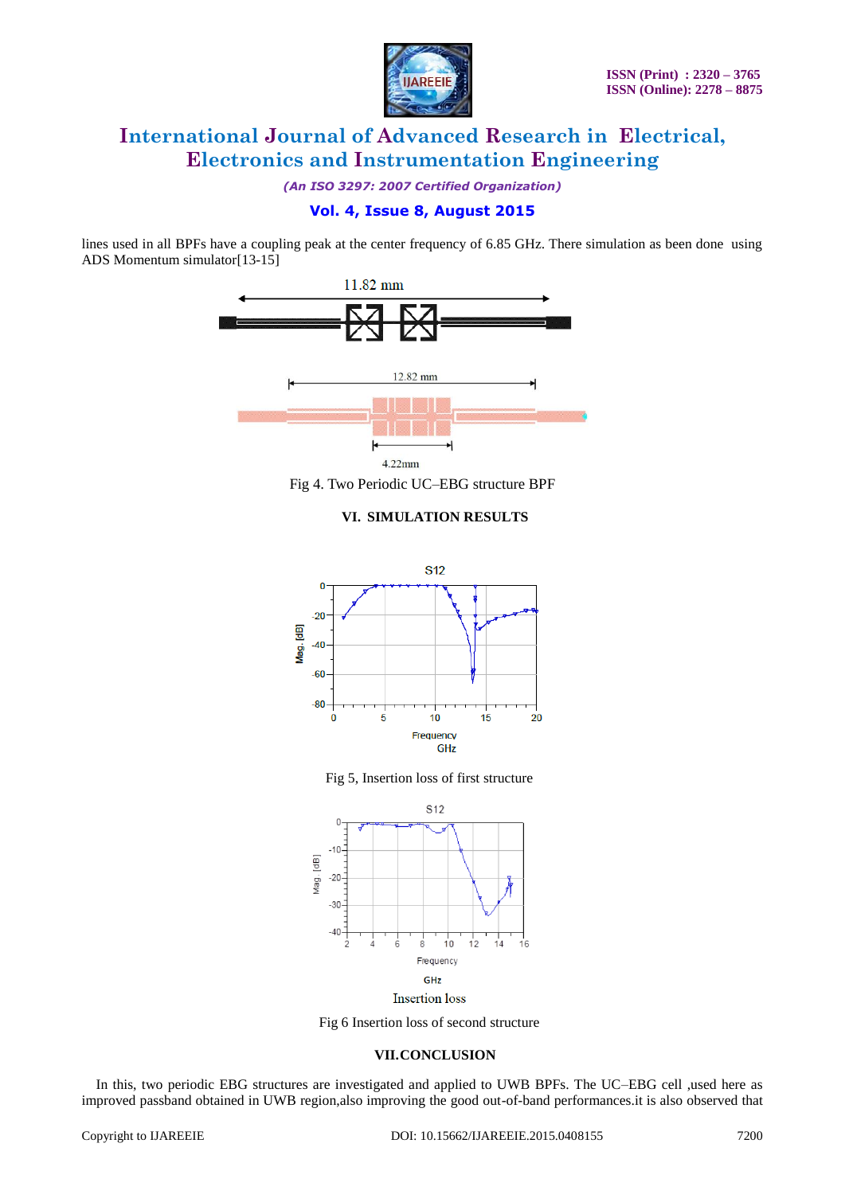lines used in all BPFs have a coupling peak at the center frequency of 6.85 GHz. There simulation as been done using ADS Momentum simulator[13-15]

Fig 4. Two Periodic UC–EBG structure BPF

## VI. SIMULATION RESULTS

Fig 5, Insertion loss of first structure

Insertion loss

Fig 6 Insertion loss of second structure

## VII. CONCLUSION

In this, two periodic EBG structures are investigated and applied to UWB BPFs. The UC–EBG cell ,used here as improved passband obtained in UWB region,also improving the good out-of-band performances.it is also observed that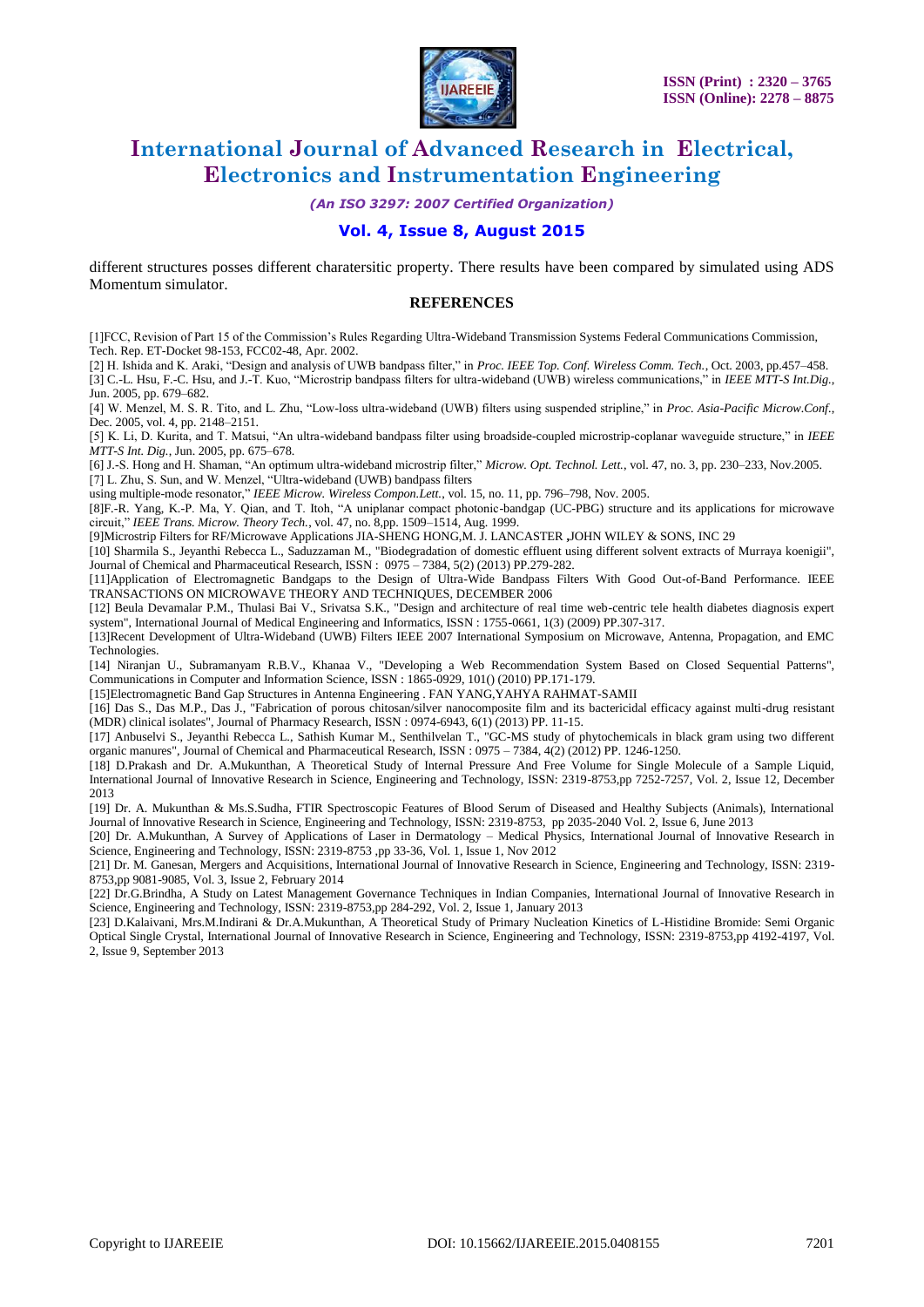different structures posses different charatersitic property. There results have been compared by simulated using ADS Momentum simulator.

## REFERENCES

[1]FCC, Revision of Part 15 of the Commission's Rules Regarding Ultra-Wideband Transmission Systems Federal Communications Commission, Tech. Rep. ET-Docket 98-153, FCC02-48, Apr. 2002.

[2] H. Ishida and K. Araki, "Design and analysis of UWB bandpass filter," in *Proc. IEEE Top. Conf. Wireless Comm. Tech.*, Oct. 2003, pp.457–458.

[3] C.-L. Hsu, F.-C. Hsu, and J.-T. Kuo, "Microstrip bandpass filters for ultra-wideband (UWB) wireless communications," in *IEEE MTT-S Int.Dig.*, Jun. 2005, pp. 679–682.

[4] W. Menzel, M. S. R. Tito, and L. Zhu, "Low-loss ultra-wideband (UWB) filters using suspended stripline," in *Proc. Asia-Pacific Microw.Conf.*, Dec. 2005, vol. 4, pp. 2148–2151.

[5] K. Li, D. Kurita, and T. Matsui, "An ultra-wideband bandpass filter using broadside-coupled microstrip-coplanar waveguide structure," in *IEEE MTT-S Int. Dig.*, Jun. 2005, pp. 675–678.

[6] J.-S. Hong and H. Shaman, "An optimum ultra-wideband microstrip filter," *Microw. Opt. Technol. Lett.*, vol. 47, no. 3, pp. 230–233, Nov.2005.

[7] L. Zhu, S. Sun, and W. Menzel, "Ultra-wideband (UWB) bandpass filters using multiple-mode resonator," *IEEE Microw. Wireless Compon.Lett.*, vol. 15, no. 11, pp. 796–798, Nov. 2005.

[8]F.-R. Yang, K.-P. Ma, Y. Qian, and T. Itoh, "A uniplanar compact photonic-bandgap (UC-PBG) structure and its applications for microwave circuit," *IEEE Trans. Microw. Theory Tech.*, vol. 47, no. 8,pp. 1509–1514, Aug. 1999.

[9]Microstrip Filters for RF/Microwave Applications JIA-SHENG HONG,M. J. LANCASTER ,JOHN WILEY & SONS, INC 29

[10] Sharmila S., Jeyanthi Rebecca L., Saduzzaman M., "Biodegradation of domestic effluent using different solvent extracts of Murraya koenigii", Journal of Chemical and Pharmaceutical Research, ISSN : 0975 – 7384, 5(2) (2013) PP.279-282.

[11]Application of Electromagnetic Bandgaps to the Design of Ultra-Wide Bandpass Filters With Good Out-of-Band Performance. IEEE TRANSACTIONS ON MICROWAVE THEORY AND TECHNIQUES, DECEMBER 2006

[12] Beula Devamalar P.M., Thulasi Bai V., Srivatsa S.K., "Design and architecture of real time web-centric tele health diabetes diagnosis expert system", International Journal of Medical Engineering and Informatics, ISSN : 1755-0661, 1(3) (2009) PP.307-317.

[13]Recent Development of Ultra-Wideband (UWB) Filters IEEE 2007 International Symposium on Microwave, Antenna, Propagation, and EMC Technologies.

[14] Niranjan U., Subramanyam R.B.V., Khanaa V., "Developing a Web Recommendation System Based on Closed Sequential Patterns", Communications in Computer and Information Science, ISSN : 1865-0929, 101() (2010) PP.171-179.

[15]Electromagnetic Band Gap Structures in Antenna Engineering . FAN YANG,YAHYA RAHMAT-SAMII

[16] Das S., Das M.P., Das J., "Fabrication of porous chitosan/silver nanocomposite film and its bactericidal efficacy against multi-drug resistant (MDR) clinical isolates", Journal of Pharmacy Research, ISSN : 0974-6943, 6(1) (2013) PP. 11-15.

[17] Anbuselvi S., Jeyanthi Rebecca L., Sathish Kumar M., Senthilvelan T., "GC-MS study of phytochemicals in black gram using two different organic manures", Journal of Chemical and Pharmaceutical Research, ISSN : 0975 – 7384, 4(2) (2012) PP. 1246-1250.

[18] D.Prakash and Dr. A.Mukunthan, A Theoretical Study of Internal Pressure And Free Volume for Single Molecule of a Sample Liquid, International Journal of Innovative Research in Science, Engineering and Technology, ISSN: 2319-8753,pp 7252-7257, Vol. 2, Issue 12, December 2013

[19] Dr. A. Mukunthan & Ms.S.Sudha, FTIR Spectroscopic Features of Blood Serum of Diseased and Healthy Subjects (Animals), International Journal of Innovative Research in Science, Engineering and Technology, ISSN: 2319-8753, pp 2035-2040 Vol. 2, Issue 6, June 2013

[20] Dr. A.Mukunthan, A Survey of Applications of Laser in Dermatology – Medical Physics, International Journal of Innovative Research in Science, Engineering and Technology, ISSN: 2319-8753 ,pp 33-36, Vol. 1, Issue 1, Nov 2012

[21] Dr. M. Ganesan, Mergers and Acquisitions, International Journal of Innovative Research in Science, Engineering and Technology, ISSN: 2319-8753,pp 9081-9085, Vol. 3, Issue 2, February 2014

[22] Dr.G.Brindha, A Study on Latest Management Governance Techniques in Indian Companies, International Journal of Innovative Research in Science, Engineering and Technology, ISSN: 2319-8753,pp 284-292, Vol. 2, Issue 1, January 2013

[23] D.Kalaivani, Mrs.M.Indirani & Dr.A.Mukunthan, A Theoretical Study of Primary Nucleation Kinetics of L-Histidine Bromide: Semi Organic Optical Single Crystal, International Journal of Innovative Research in Science, Engineering and Technology, ISSN: 2319-8753,pp 4192-4197, Vol. 2, Issue 9, September 2013